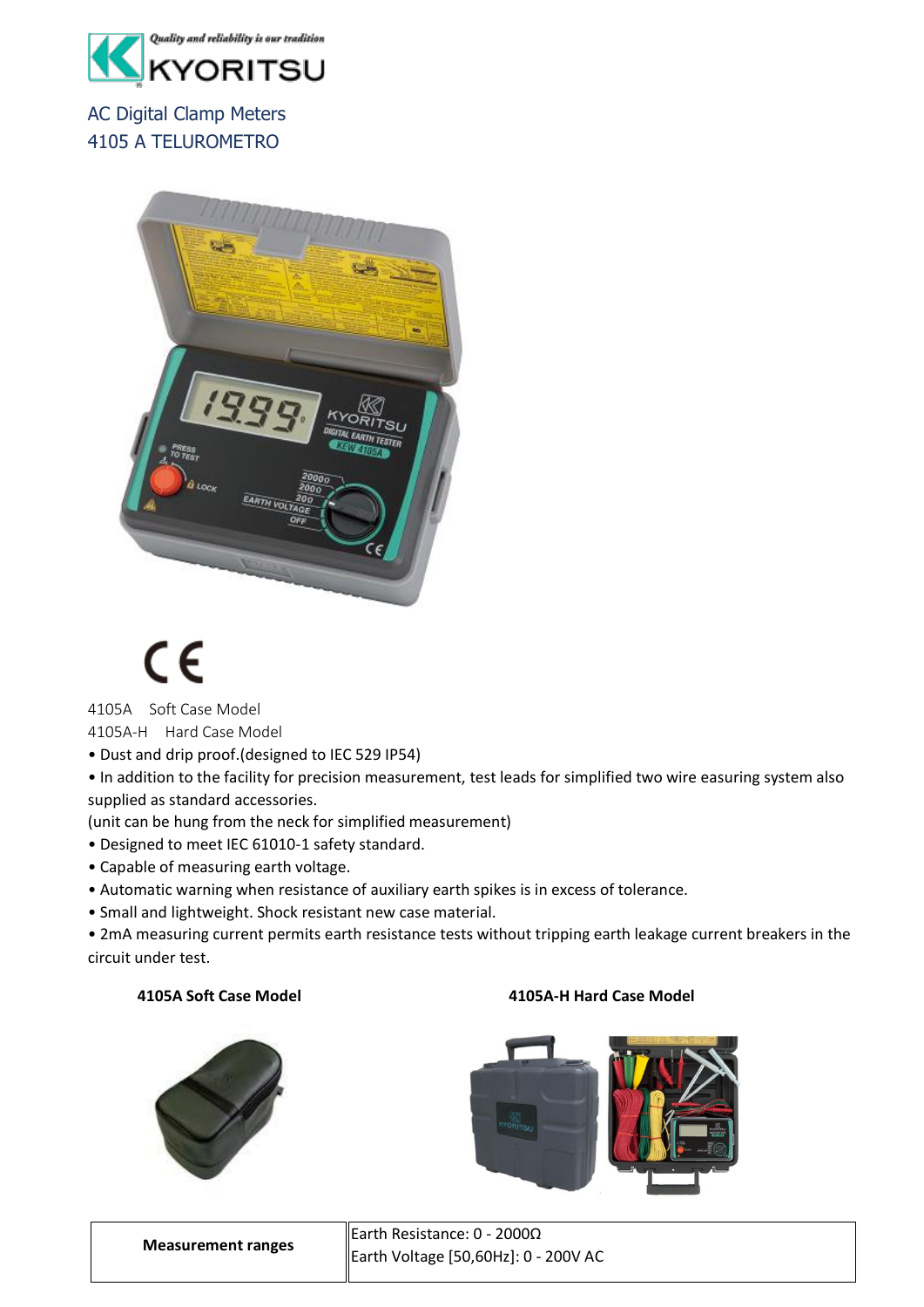Quality and reliability is our tradition

KYORITSU

# AC Digital Clamp Meters
## 4105 A TELUROMETRO

CE

4105A Soft Case Model
4105A-H Hard Case Model

- Dust and drip proof.(designed to IEC 529 IP54)
- In addition to the facility for precision measurement, test leads for simplified two wire easuring system also supplied as standard accessories.

(unit can be hung from the neck for simplified measurement)

- Designed to meet IEC 61010-1 safety standard.
- Capable of measuring earth voltage.
- Automatic warning when resistance of auxiliary earth spikes is in excess of tolerance.
- Small and lightweight. Shock resistant new case material.
- 2mA measuring current permits earth resistance tests without tripping earth leakage current breakers in the circuit under test.

**4105A Soft Case Model**

**4105A-H Hard Case Model**

| **Measurement ranges** | Earth Resistance: 0 - 2000Ω<br>Earth Voltage [50,60Hz]: 0 - 200V AC |
|---|---|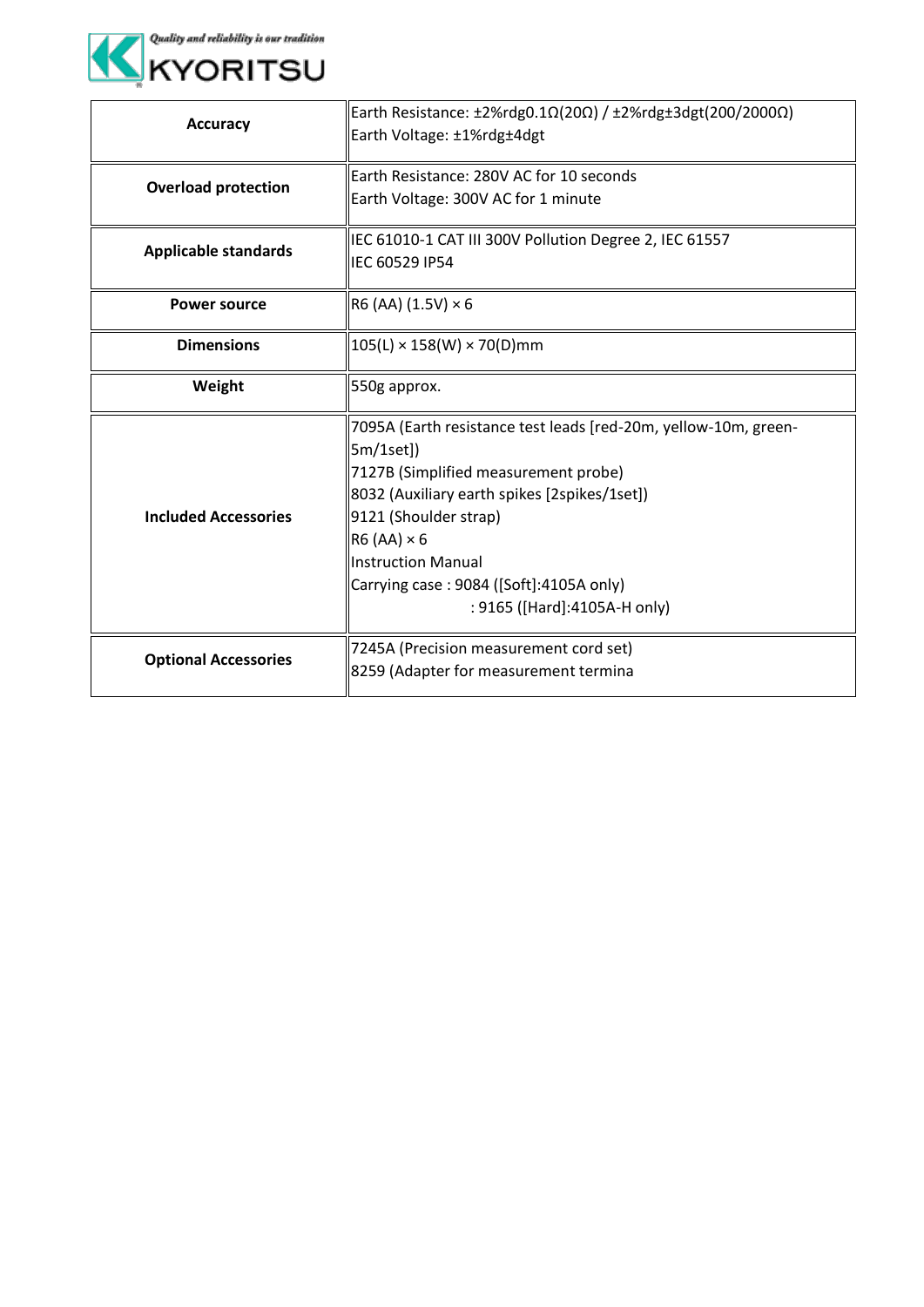| | |
|---|---|
| **Accuracy** | Earth Resistance: ±2%rdg0.1Ω(20Ω) / ±2%rdg±3dgt(200/2000Ω)<br>Earth Voltage: ±1%rdg±4dgt |
| **Overload protection** | Earth Resistance: 280V AC for 10 seconds<br>Earth Voltage: 300V AC for 1 minute |
| **Applicable standards** | IEC 61010-1 CAT III 300V Pollution Degree 2, IEC 61557<br>IEC 60529 IP54 |
| **Power source** | R6 (AA) (1.5V) × 6 |
| **Dimensions** | 105(L) × 158(W) × 70(D)mm |
| **Weight** | 550g approx. |
| **Included Accessories** | 7095A (Earth resistance test leads [red-20m, yellow-10m, green-5m/1set])<br>7127B (Simplified measurement probe)<br>8032 (Auxiliary earth spikes [2spikes/1set])<br>9121 (Shoulder strap)<br>R6 (AA) × 6<br>Instruction Manual<br>Carrying case : 9084 ([Soft]:4105A only)<br>: 9165 ([Hard]:4105A-H only) |
| **Optional Accessories** | 7245A (Precision measurement cord set)<br>8259 (Adapter for measurement termina |